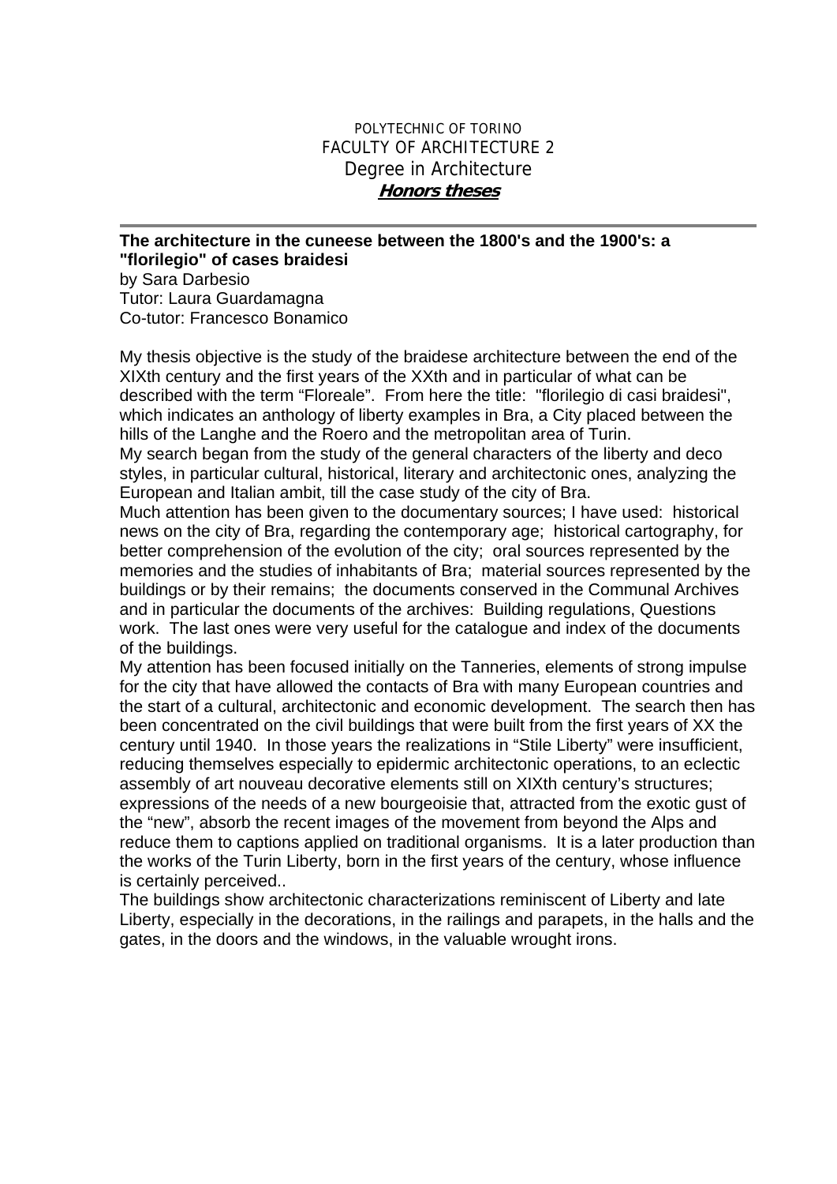POLYTECHNIC OF TORINO
FACULTY OF ARCHITECTURE 2
Degree in Architecture
***Honors theses***

---

**The architecture in the cuneese between the 1800's and the 1900's: a "florilegio" of cases braidesi**
by Sara Darbesio
Tutor: Laura Guardamagna
Co-tutor: Francesco Bonamico

My thesis objective is the study of the braidese architecture between the end of the XIXth century and the first years of the XXth and in particular of what can be described with the term "Floreale". From here the title: "florilegio di casi braidesi", which indicates an anthology of liberty examples in Bra, a City placed between the hills of the Langhe and the Roero and the metropolitan area of Turin.
My search began from the study of the general characters of the liberty and deco styles, in particular cultural, historical, literary and architectonic ones, analyzing the European and Italian ambit, till the case study of the city of Bra.
Much attention has been given to the documentary sources; I have used: historical news on the city of Bra, regarding the contemporary age; historical cartography, for better comprehension of the evolution of the city; oral sources represented by the memories and the studies of inhabitants of Bra; material sources represented by the buildings or by their remains; the documents conserved in the Communal Archives and in particular the documents of the archives: Building regulations, Questions work. The last ones were very useful for the catalogue and index of the documents of the buildings.
My attention has been focused initially on the Tanneries, elements of strong impulse for the city that have allowed the contacts of Bra with many European countries and the start of a cultural, architectonic and economic development. The search then has been concentrated on the civil buildings that were built from the first years of XX the century until 1940. In those years the realizations in "Stile Liberty" were insufficient, reducing themselves especially to epidermic architectonic operations, to an eclectic assembly of art nouveau decorative elements still on XIXth century's structures; expressions of the needs of a new bourgeoisie that, attracted from the exotic gust of the "new", absorb the recent images of the movement from beyond the Alps and reduce them to captions applied on traditional organisms. It is a later production than the works of the Turin Liberty, born in the first years of the century, whose influence is certainly perceived..
The buildings show architectonic characterizations reminiscent of Liberty and late Liberty, especially in the decorations, in the railings and parapets, in the halls and the gates, in the doors and the windows, in the valuable wrought irons.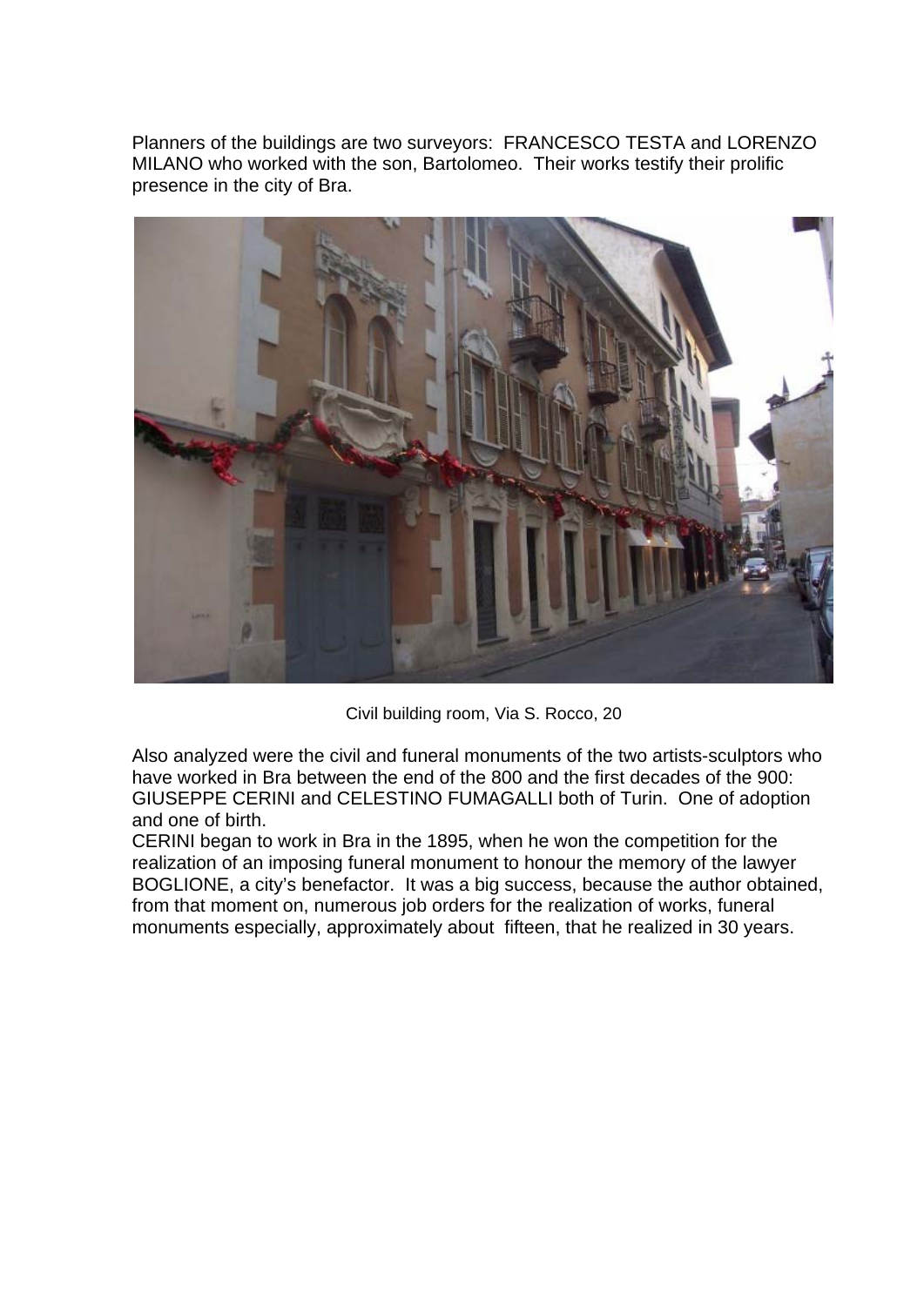Planners of the buildings are two surveyors: FRANCESCO TESTA and LORENZO MILANO who worked with the son, Bartolomeo. Their works testify their prolific presence in the city of Bra.

Civil building room, Via S. Rocco, 20

Also analyzed were the civil and funeral monuments of the two artists-sculptors who have worked in Bra between the end of the 800 and the first decades of the 900: GIUSEPPE CERINI and CELESTINO FUMAGALLI both of Turin. One of adoption and one of birth.

CERINI began to work in Bra in the 1895, when he won the competition for the realization of an imposing funeral monument to honour the memory of the lawyer BOGLIONE, a city's benefactor. It was a big success, because the author obtained, from that moment on, numerous job orders for the realization of works, funeral monuments especially, approximately about fifteen, that he realized in 30 years.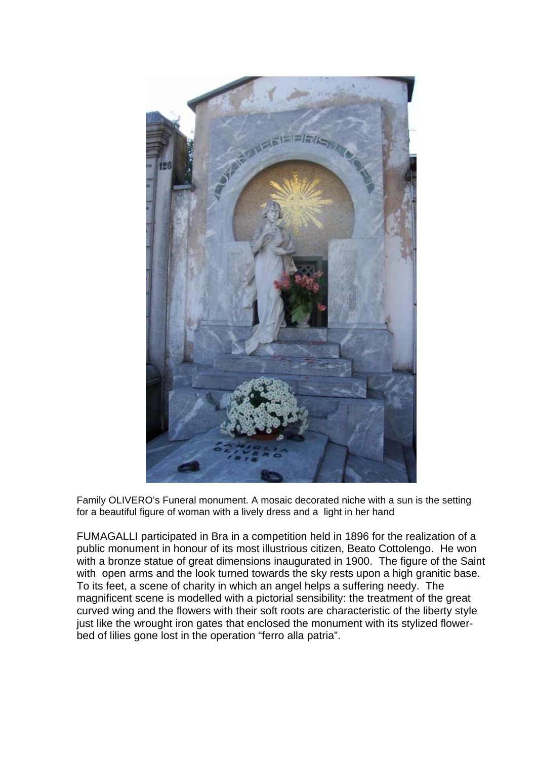Family OLIVERO's Funeral monument. A mosaic decorated niche with a sun is the setting for a beautiful figure of woman with a lively dress and a light in her hand

FUMAGALLI participated in Bra in a competition held in 1896 for the realization of a public monument in honour of its most illustrious citizen, Beato Cottolengo. He won with a bronze statue of great dimensions inaugurated in 1900. The figure of the Saint with open arms and the look turned towards the sky rests upon a high granitic base. To its feet, a scene of charity in which an angel helps a suffering needy. The magnificent scene is modelled with a pictorial sensibility: the treatment of the great curved wing and the flowers with their soft roots are characteristic of the liberty style just like the wrought iron gates that enclosed the monument with its stylized flower-bed of lilies gone lost in the operation "ferro alla patria".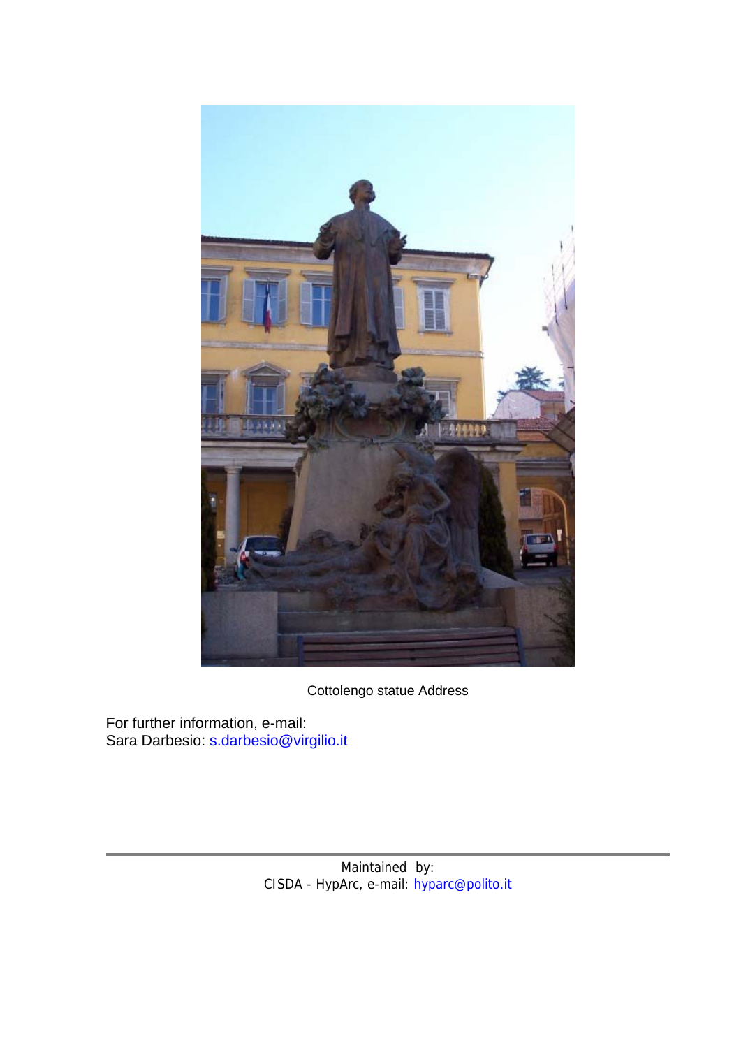Cottolengo statue Address

For further information, e-mail:
Sara Darbesio: s.darbesio@virgilio.it

---

Maintained by:
CISDA - HypArc, e-mail: hyparc@polito.it